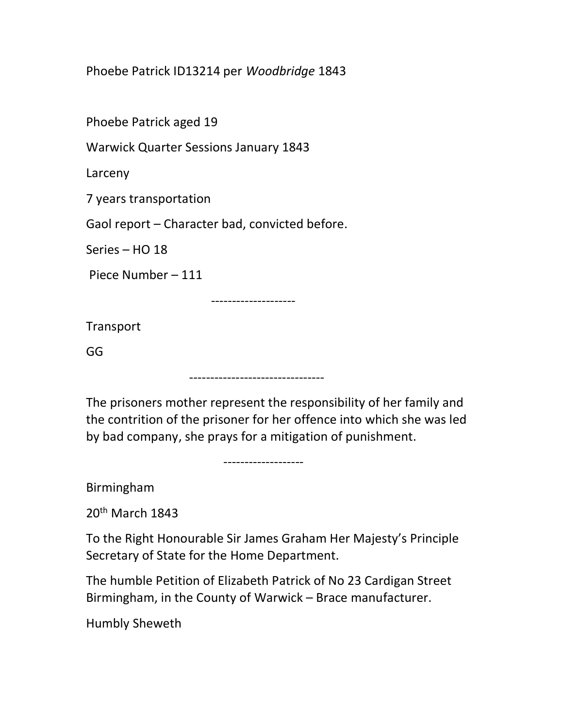Phoebe Patrick ID13214 per *Woodbridge* 1843

Phoebe Patrick aged 19

Warwick Quarter Sessions January 1843

Larceny

7 years transportation

Gaol report – Character bad, convicted before.

Series – HO 18

Piece Number – 111

--------------------

Transport

GG

--------------------------------

The prisoners mother represent the responsibility of her family and the contrition of the prisoner for her offence into which she was led by bad company, she prays for a mitigation of punishment.

-------------------

Birmingham

20th March 1843

To the Right Honourable Sir James Graham Her Majesty's Principle Secretary of State for the Home Department.

The humble Petition of Elizabeth Patrick of No 23 Cardigan Street Birmingham, in the County of Warwick – Brace manufacturer.

Humbly Sheweth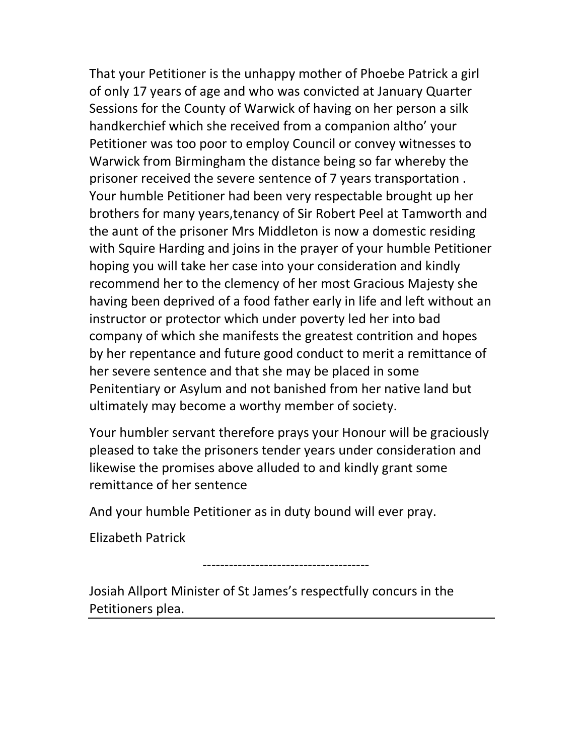That your Petitioner is the unhappy mother of Phoebe Patrick a girl of only 17 years of age and who was convicted at January Quarter Sessions for the County of Warwick of having on her person a silk handkerchief which she received from a companion altho' your Petitioner was too poor to employ Council or convey witnesses to Warwick from Birmingham the distance being so far whereby the prisoner received the severe sentence of 7 years transportation . Your humble Petitioner had been very respectable brought up her brothers for many years,tenancy of Sir Robert Peel at Tamworth and the aunt of the prisoner Mrs Middleton is now a domestic residing with Squire Harding and joins in the prayer of your humble Petitioner hoping you will take her case into your consideration and kindly recommend her to the clemency of her most Gracious Majesty she having been deprived of a food father early in life and left without an instructor or protector which under poverty led her into bad company of which she manifests the greatest contrition and hopes by her repentance and future good conduct to merit a remittance of her severe sentence and that she may be placed in some Penitentiary or Asylum and not banished from her native land but ultimately may become a worthy member of society.

Your humbler servant therefore prays your Honour will be graciously pleased to take the prisoners tender years under consideration and likewise the promises above alluded to and kindly grant some remittance of her sentence

And your humble Petitioner as in duty bound will ever pray.

Elizabeth Patrick

---

Josiah Allport Minister of St James's respectfully concurs in the Petitioners plea.